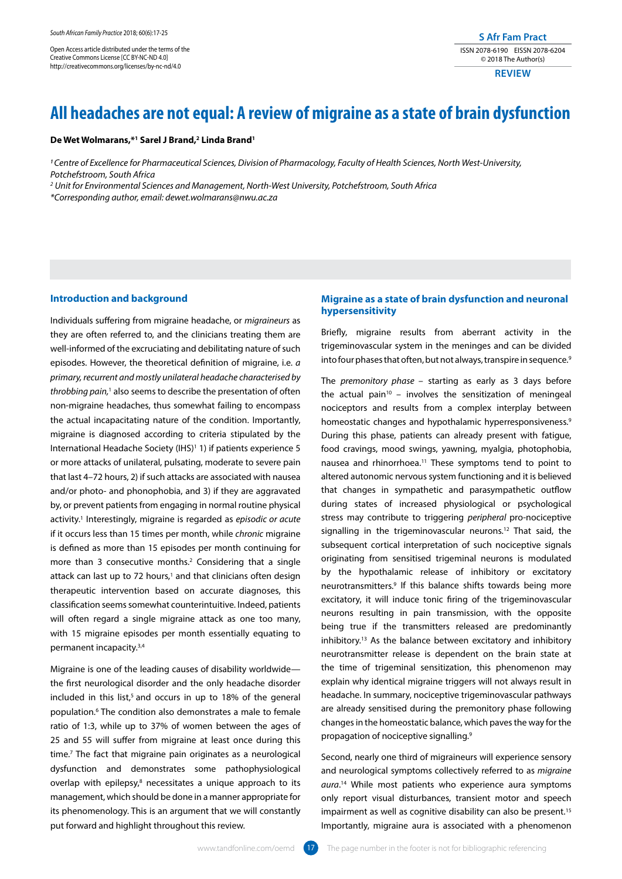Open Access article distributed under the terms of the Creative Commons License [CC BY-NC-ND 4.0] http://creativecommons.org/licenses/by-nc-nd/4.0

ISSN 2078-6190 EISSN 2078-6204
© 2018 The Author(s)

**REVIEW**

# All headaches are not equal: A review of migraine as a state of brain dysfunction

**De Wet Wolmarans,*[1] Sarel J Brand,[2] Linda Brand[1]**

*[1] Centre of Excellence for Pharmaceutical Sciences, Division of Pharmacology, Faculty of Health Sciences, North West-University, Potchefstroom, South Africa*
*[2] Unit for Environmental Sciences and Management, North-West University, Potchefstroom, South Africa*
*\*Corresponding author, email: dewet.wolmarans@nwu.ac.za*

## Introduction and background

Individuals suffering from migraine headache, or *migraineurs* as they are often referred to, and the clinicians treating them are well-informed of the excruciating and debilitating nature of such episodes. However, the theoretical definition of migraine, i.e. *a primary, recurrent and mostly unilateral headache characterised by throbbing pain,*[1] also seems to describe the presentation of often non-migraine headaches, thus somewhat failing to encompass the actual incapacitating nature of the condition. Importantly, migraine is diagnosed according to criteria stipulated by the International Headache Society (IHS)[1] 1) if patients experience 5 or more attacks of unilateral, pulsating, moderate to severe pain that last 4–72 hours, 2) if such attacks are associated with nausea and/or photo- and phonophobia, and 3) if they are aggravated by, or prevent patients from engaging in normal routine physical activity.[1] Interestingly, migraine is regarded as *episodic or acute* if it occurs less than 15 times per month, while *chronic* migraine is defined as more than 15 episodes per month continuing for more than 3 consecutive months.[2] Considering that a single attack can last up to 72 hours,[1] and that clinicians often design therapeutic intervention based on accurate diagnoses, this classification seems somewhat counterintuitive. Indeed, patients will often regard a single migraine attack as one too many, with 15 migraine episodes per month essentially equating to permanent incapacity.[3,4]

Migraine is one of the leading causes of disability worldwide—the first neurological disorder and the only headache disorder included in this list,[5] and occurs in up to 18% of the general population.[6] The condition also demonstrates a male to female ratio of 1:3, while up to 37% of women between the ages of 25 and 55 will suffer from migraine at least once during this time.[7] The fact that migraine pain originates as a neurological dysfunction and demonstrates some pathophysiological overlap with epilepsy,[8] necessitates a unique approach to its management, which should be done in a manner appropriate for its phenomenology. This is an argument that we will constantly put forward and highlight throughout this review.

## Migraine as a state of brain dysfunction and neuronal hypersensitivity

Briefly, migraine results from aberrant activity in the trigeminovascular system in the meninges and can be divided into four phases that often, but not always, transpire in sequence.[9]

The *premonitory phase* – starting as early as 3 days before the actual pain[10] – involves the sensitization of meningeal nociceptors and results from a complex interplay between homeostatic changes and hypothalamic hyperresponsiveness.[9] During this phase, patients can already present with fatigue, food cravings, mood swings, yawning, myalgia, photophobia, nausea and rhinorrhoea.[11] These symptoms tend to point to altered autonomic nervous system functioning and it is believed that changes in sympathetic and parasympathetic outflow during states of increased physiological or psychological stress may contribute to triggering *peripheral* pro-nociceptive signalling in the trigeminovascular neurons.[12] That said, the subsequent cortical interpretation of such nociceptive signals originating from sensitised trigeminal neurons is modulated by the hypothalamic release of inhibitory or excitatory neurotransmitters.[9] If this balance shifts towards being more excitatory, it will induce tonic firing of the trigeminovascular neurons resulting in pain transmission, with the opposite being true if the transmitters released are predominantly inhibitory.[13] As the balance between excitatory and inhibitory neurotransmitter release is dependent on the brain state at the time of trigeminal sensitization, this phenomenon may explain why identical migraine triggers will not always result in headache. In summary, nociceptive trigeminovascular pathways are already sensitised during the premonitory phase following changes in the homeostatic balance, which paves the way for the propagation of nociceptive signalling.[9]

Second, nearly one third of migraineurs will experience sensory and neurological symptoms collectively referred to as *migraine aura*.[14] While most patients who experience aura symptoms only report visual disturbances, transient motor and speech impairment as well as cognitive disability can also be present.[15] Importantly, migraine aura is associated with a phenomenon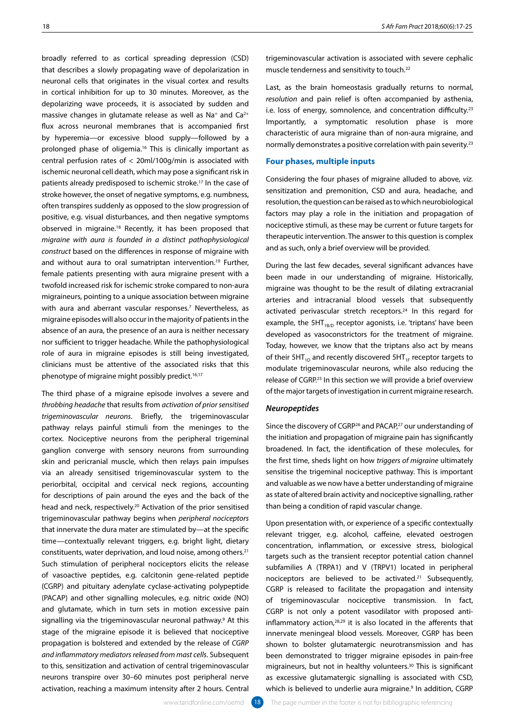broadly referred to as cortical spreading depression (CSD) that describes a slowly propagating wave of depolarization in neuronal cells that originates in the visual cortex and results in cortical inhibition for up to 30 minutes. Moreover, as the depolarizing wave proceeds, it is associated by sudden and massive changes in glutamate release as well as $Na^+$ and $Ca^{2+}$ flux across neuronal membranes that is accompanied first by hyperemia—or excessive blood supply—followed by a prolonged phase of oligemia.[16] This is clinically important as central perfusion rates of < 20ml/100g/min is associated with ischemic neuronal cell death, which may pose a significant risk in patients already predisposed to ischemic stroke.[17] In the case of stroke however, the onset of negative symptoms, e.g. numbness, often transpires suddenly as opposed to the slow progression of positive, e.g. visual disturbances, and then negative symptoms observed in migraine.[18] Recently, it has been proposed that *migraine with aura is founded in a distinct pathophysiological construct* based on the differences in response of migraine with and without aura to oral sumatriptan intervention.[19] Further, female patients presenting with aura migraine present with a twofold increased risk for ischemic stroke compared to non-aura migraineurs, pointing to a unique association between migraine with aura and aberrant vascular responses.[7] Nevertheless, as migraine episodes will also occur in the majority of patients in the absence of an aura, the presence of an aura is neither necessary nor sufficient to trigger headache. While the pathophysiological role of aura in migraine episodes is still being investigated, clinicians must be attentive of the associated risks that this phenotype of migraine might possibly predict.[16,17]

The third phase of a migraine episode involves a severe and *throbbing headache* that results from *activation of prior sensitised trigeminovascular neurons*. Briefly, the trigeminovascular pathway relays painful stimuli from the meninges to the cortex. Nociceptive neurons from the peripheral trigeminal ganglion converge with sensory neurons from surrounding skin and pericranial muscle, which then relays pain impulses via an already sensitised trigeminovascular system to the periorbital, occipital and cervical neck regions, accounting for descriptions of pain around the eyes and the back of the head and neck, respectively.[20] Activation of the prior sensitised trigeminovascular pathway begins when *peripheral nociceptors* that innervate the dura mater are stimulated by—at the specific time—contextually relevant triggers, e.g. bright light, dietary constituents, water deprivation, and loud noise, among others.[21] Such stimulation of peripheral nociceptors elicits the release of vasoactive peptides, e.g. calcitonin gene-related peptide (CGRP) and pituitary adenylate cyclase-activating polypeptide (PACAP) and other signalling molecules, e.g. nitric oxide (NO) and glutamate, which in turn sets in motion excessive pain signalling via the trigeminovascular neuronal pathway.[9] At this stage of the migraine episode it is believed that nociceptive propagation is bolstered and extended by the release of *CGRP and inflammatory mediators released from mast cells*. Subsequent to this, sensitization and activation of central trigeminovascular neurons transpire over 30–60 minutes post peripheral nerve activation, reaching a maximum intensity after 2 hours. Central trigeminovascular activation is associated with severe cephalic muscle tenderness and sensitivity to touch.[22]

Last, as the brain homeostasis gradually returns to normal, *resolution* and pain relief is often accompanied by asthenia, i.e. loss of energy, somnolence, and concentration difficulty.[23] Importantly, a symptomatic resolution phase is more characteristic of aura migraine than of non-aura migraine, and normally demonstrates a positive correlation with pain severity.[23]

## Four phases, multiple inputs

Considering the four phases of migraine alluded to above, *viz.* sensitization and premonition, CSD and aura, headache, and resolution, the question can be raised as to which neurobiological factors may play a role in the initiation and propagation of nociceptive stimuli, as these may be current or future targets for therapeutic intervention. The answer to this question is complex and as such, only a brief overview will be provided.

During the last few decades, several significant advances have been made in our understanding of migraine. Historically, migraine was thought to be the result of dilating extracranial arteries and intracranial blood vessels that subsequently activated perivascular stretch receptors.[24] In this regard for example, the $5HT_{1B/D}$ receptor agonists, i.e. 'triptans' have been developed as vasoconstrictors for the treatment of migraine. Today, however, we know that the triptans also act by means of their $5HT_{1D}$ and recently discovered $5HT_{1F}$ receptor targets to modulate trigeminovascular neurons, while also reducing the release of CGRP.[25] In this section we will provide a brief overview of the major targets of investigation in current migraine research.

### *Neuropeptides*

Since the discovery of CGRP[26] and PACAP,[27] our understanding of the initiation and propagation of migraine pain has significantly broadened. In fact, the identification of these molecules, for the first time, sheds light on how *triggers of migraine* ultimately sensitise the trigeminal nociceptive pathway. This is important and valuable as we now have a better understanding of migraine as state of altered brain activity and nociceptive signalling, rather than being a condition of rapid vascular change.

Upon presentation with, or experience of a specific contextually relevant trigger, e.g. alcohol, caffeine, elevated oestrogen concentration, inflammation, or excessive stress, biological targets such as the transient receptor potential cation channel subfamilies A (TRPA1) and V (TRPV1) located in peripheral nociceptors are believed to be activated.[21] Subsequently, CGRP is released to facilitate the propagation and intensity of trigeminovascular nociceptive transmission. In fact, CGRP is not only a potent vasodilator with proposed anti-inflammatory action,[28,29] it is also located in the afferents that innervate meningeal blood vessels. Moreover, CGRP has been shown to bolster glutamatergic neurotransmission and has been demonstrated to trigger migraine episodes in pain-free migraineurs, but not in healthy volunteers.[30] This is significant as excessive glutamatergic signalling is associated with CSD, which is believed to underlie aura migraine.[9] In addition, CGRP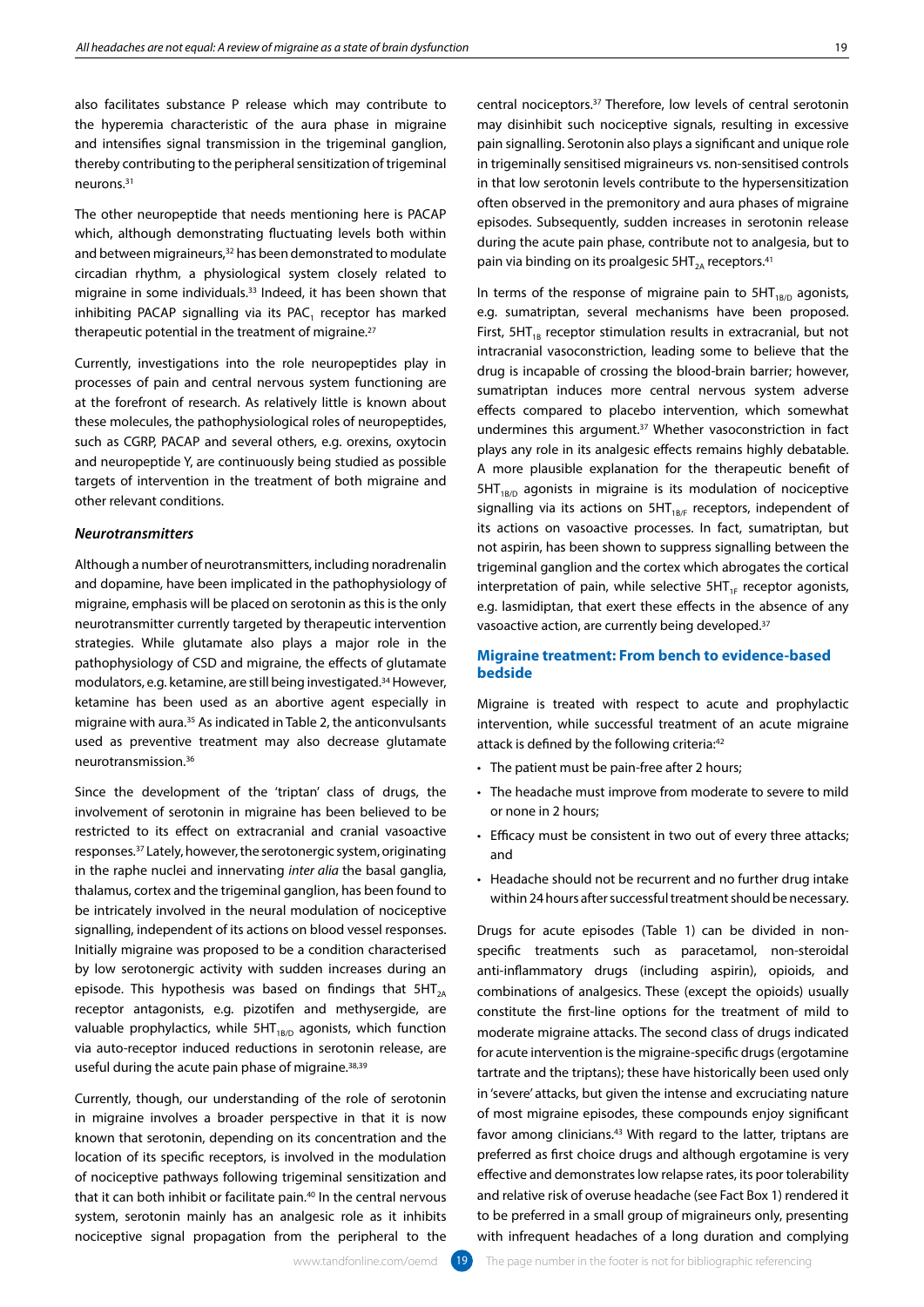also facilitates substance P release which may contribute to the hyperemia characteristic of the aura phase in migraine and intensifies signal transmission in the trigeminal ganglion, thereby contributing to the peripheral sensitization of trigeminal neurons.[31]

The other neuropeptide that needs mentioning here is PACAP which, although demonstrating fluctuating levels both within and between migraineurs,[32] has been demonstrated to modulate circadian rhythm, a physiological system closely related to migraine in some individuals.[33] Indeed, it has been shown that inhibiting PACAP signalling via its $PAC_1$ receptor has marked therapeutic potential in the treatment of migraine.[27]

Currently, investigations into the role neuropeptides play in processes of pain and central nervous system functioning are at the forefront of research. As relatively little is known about these molecules, the pathophysiological roles of neuropeptides, such as CGRP, PACAP and several others, e.g. orexins, oxytocin and neuropeptide Y, are continuously being studied as possible targets of intervention in the treatment of both migraine and other relevant conditions.

### *Neurotransmitters*

Although a number of neurotransmitters, including noradrenalin and dopamine, have been implicated in the pathophysiology of migraine, emphasis will be placed on serotonin as this is the only neurotransmitter currently targeted by therapeutic intervention strategies. While glutamate also plays a major role in the pathophysiology of CSD and migraine, the effects of glutamate modulators, e.g. ketamine, are still being investigated.[34] However, ketamine has been used as an abortive agent especially in migraine with aura.[35] As indicated in Table 2, the anticonvulsants used as preventive treatment may also decrease glutamate neurotransmission.[36]

Since the development of the 'triptan' class of drugs, the involvement of serotonin in migraine has been believed to be restricted to its effect on extracranial and cranial vasoactive responses.[37] Lately, however, the serotonergic system, originating in the raphe nuclei and innervating *inter alia* the basal ganglia, thalamus, cortex and the trigeminal ganglion, has been found to be intricately involved in the neural modulation of nociceptive signalling, independent of its actions on blood vessel responses. Initially migraine was proposed to be a condition characterised by low serotonergic activity with sudden increases during an episode. This hypothesis was based on findings that $5HT_{2A}$ receptor antagonists, e.g. pizotifen and methysergide, are valuable prophylactics, while $5HT_{1B/D}$ agonists, which function via auto-receptor induced reductions in serotonin release, are useful during the acute pain phase of migraine.[38,39]

Currently, though, our understanding of the role of serotonin in migraine involves a broader perspective in that it is now known that serotonin, depending on its concentration and the location of its specific receptors, is involved in the modulation of nociceptive pathways following trigeminal sensitization and that it can both inhibit or facilitate pain.[40] In the central nervous system, serotonin mainly has an analgesic role as it inhibits nociceptive signal propagation from the peripheral to the central nociceptors.[37] Therefore, low levels of central serotonin may disinhibit such nociceptive signals, resulting in excessive pain signalling. Serotonin also plays a significant and unique role in trigeminally sensitised migraineurs vs. non-sensitised controls in that low serotonin levels contribute to the hypersensitization often observed in the premonitory and aura phases of migraine episodes. Subsequently, sudden increases in serotonin release during the acute pain phase, contribute not to analgesia, but to pain via binding on its proalgesic $5HT_{2A}$ receptors.[41]

In terms of the response of migraine pain to $5HT_{1B/D}$ agonists, e.g. sumatriptan, several mechanisms have been proposed. First, $5HT_{1B}$ receptor stimulation results in extracranial, but not intracranial vasoconstriction, leading some to believe that the drug is incapable of crossing the blood-brain barrier; however, sumatriptan induces more central nervous system adverse effects compared to placebo intervention, which somewhat undermines this argument.[37] Whether vasoconstriction in fact plays any role in its analgesic effects remains highly debatable. A more plausible explanation for the therapeutic benefit of $5HT_{1B/D}$ agonists in migraine is its modulation of nociceptive signalling via its actions on $5HT_{1B/F}$ receptors, independent of its actions on vasoactive processes. In fact, sumatriptan, but not aspirin, has been shown to suppress signalling between the trigeminal ganglion and the cortex which abrogates the cortical interpretation of pain, while selective $5HT_{1F}$ receptor agonists, e.g. lasmidiptan, that exert these effects in the absence of any vasoactive action, are currently being developed.[37]

## Migraine treatment: From bench to evidence-based bedside

Migraine is treated with respect to acute and prophylactic intervention, while successful treatment of an acute migraine attack is defined by the following criteria:[42]

- The patient must be pain-free after 2 hours;
- The headache must improve from moderate to severe to mild or none in 2 hours;
- Efficacy must be consistent in two out of every three attacks; and
- Headache should not be recurrent and no further drug intake within 24 hours after successful treatment should be necessary.

Drugs for acute episodes (Table 1) can be divided in non-specific treatments such as paracetamol, non-steroidal anti-inflammatory drugs (including aspirin), opioids, and combinations of analgesics. These (except the opioids) usually constitute the first-line options for the treatment of mild to moderate migraine attacks. The second class of drugs indicated for acute intervention is the migraine-specific drugs (ergotamine tartrate and the triptans); these have historically been used only in 'severe' attacks, but given the intense and excruciating nature of most migraine episodes, these compounds enjoy significant favor among clinicians.[43] With regard to the latter, triptans are preferred as first choice drugs and although ergotamine is very effective and demonstrates low relapse rates, its poor tolerability and relative risk of overuse headache (see Fact Box 1) rendered it to be preferred in a small group of migraineurs only, presenting with infrequent headaches of a long duration and complying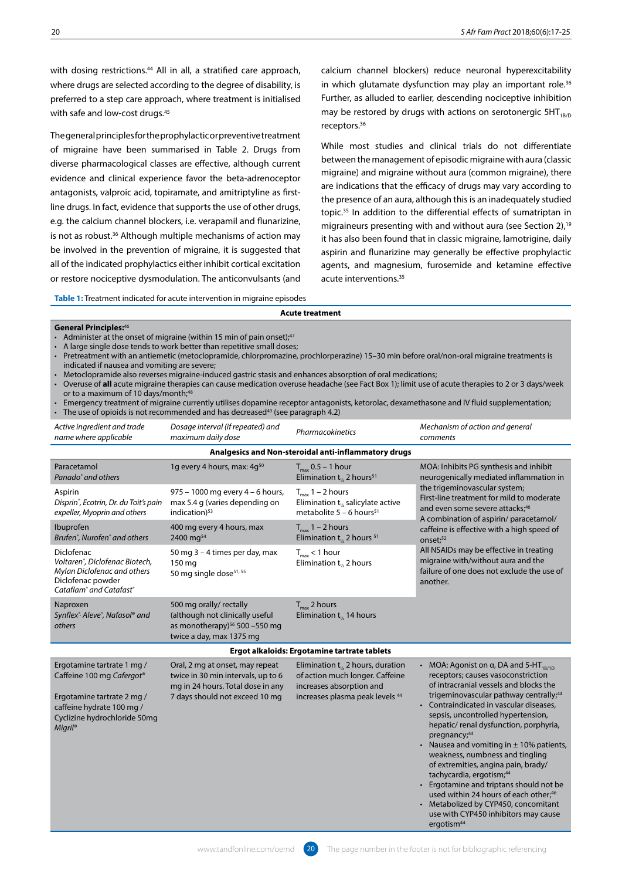with dosing restrictions.[44] All in all, a stratified care approach, where drugs are selected according to the degree of disability, is preferred to a step care approach, where treatment is initialised with safe and low-cost drugs.[45]

The general principles for the prophylactic or preventive treatment of migraine have been summarised in Table 2. Drugs from diverse pharmacological classes are effective, although current evidence and clinical experience favor the beta-adrenoceptor antagonists, valproic acid, topiramate, and amitriptyline as first-line drugs. In fact, evidence that supports the use of other drugs, e.g. the calcium channel blockers, i.e. verapamil and flunarizine, is not as robust.[36] Although multiple mechanisms of action may be involved in the prevention of migraine, it is suggested that all of the indicated prophylactics either inhibit cortical excitation or restore nociceptive dysmodulation. The anticonvulsants (and calcium channel blockers) reduce neuronal hyperexcitability in which glutamate dysfunction may play an important role.[36] Further, as alluded to earlier, descending nociceptive inhibition may be restored by drugs with actions on serotonergic $5HT_{1B/D}$ receptors.[36]

While most studies and clinical trials do not differentiate between the management of episodic migraine with aura (classic migraine) and migraine without aura (common migraine), there are indications that the efficacy of drugs may vary according to the presence of an aura, although this is an inadequately studied topic.[35] In addition to the differential effects of sumatriptan in migraineurs presenting with and without aura (see Section 2),[19] it has also been found that in classic migraine, lamotrigine, daily aspirin and flunarizine may generally be effective prophylactic agents, and magnesium, furosemide and ketamine effective acute interventions.[35]

**Table 1:** Treatment indicated for acute intervention in migraine episodes

**Acute treatment**

**General Principles:**[46]

- Administer at the onset of migraine (within 15 min of pain onset);[47]
- A large single dose tends to work better than repetitive small doses;
- Pretreatment with an antiemetic (metoclopramide, chlorpromazine, prochlorperazine) 15–30 min before oral/non-oral migraine treatments is indicated if nausea and vomiting are severe;
- Metoclopramide also reverses migraine-induced gastric stasis and enhances absorption of oral medications;
- Overuse of **all** acute migraine therapies can cause medication overuse headache (see Fact Box 1); limit use of acute therapies to 2 or 3 days/week or to a maximum of 10 days/month;[48]
- Emergency treatment of migraine currently utilises dopamine receptor antagonists, ketorolac, dexamethasone and IV fluid supplementation;
- The use of opioids is not recommended and has decreased[49] (see paragraph 4.2)

| *Active ingredient and trade name where applicable* | *Dosage interval (if repeated) and maximum daily dose* | *Pharmacokinetics* | *Mechanism of action and general comments* |
|---|---|---|---|
| **Analgesics and Non-steroidal anti-inflammatory drugs** | | | |
| Paracetamol<br>*Panado® and others* | 1g every 4 hours, max: 4g[50] | $T_{max}$ 0.5 – 1 hour<br>Elimination $t_{½}$ 2 hours[51] | MOA: Inhibits PG synthesis and inhibit neurogenically mediated inflammation in the trigeminovascular system;<br>First-line treatment for mild to moderate and even some severe attacks;[46]<br>A combination of aspirin/ paracetamol/ caffeine is effective with a high speed of onset;[52]<br>All NSAIDs may be effective in treating migraine with/without aura and the failure of one does not exclude the use of another. |
| Aspirin<br>*Disprin®, Ecotrin, Dr. du Toit's pain expeller, Myoprin and others* | 975 – 1000 mg every 4 – 6 hours, max 5.4 g (varies depending on indication)[53] | $T_{max}$ 1 – 2 hours<br>Elimination $t_{½}$ salicylate active metabolite 5 – 6 hours[51] | |
| Ibuprofen<br>*Brufen®, Nurofen® and others* | 400 mg every 4 hours, max 2400 mg[54] | $T_{max}$ 1 – 2 hours<br>Elimination $t_{½}$ 2 hours [51] | |
| Diclofenac<br>*Voltaren®, Diclofenac Biotech, Mylan Diclofenac and others*<br>Diclofenac powder<br>*Cataflam® and Catafast®* | 50 mg 3 – 4 times per day, max 150 mg<br>50 mg single dose[51, 55] | $T_{max}$ < 1 hour<br>Elimination $t_{½}$ 2 hours | |
| Naproxen<br>*Synflex®, Aleve®, Nafasol® and others* | 500 mg orally/ rectally (although not clinically useful as monotherapy)[56] 500 –550 mg twice a day, max 1375 mg | $T_{max}$ 2 hours<br>Elimination $t_{½}$ 14 hours | |
| **Ergot alkaloids: Ergotamine tartrate tablets** | | | |
| Ergotamine tartrate 1 mg / Caffeine 100 mg *Cafergot®*<br><br>Ergotamine tartrate 2 mg / caffeine hydrate 100 mg / Cyclizine hydrochloride 50mg *Migril®* | Oral, 2 mg at onset, may repeat twice in 30 min intervals, up to 6 mg in 24 hours. Total dose in any 7 days should not exceed 10 mg | Elimination $t_{½}$ 2 hours, duration of action much longer. Caffeine increases absorption and increases plasma peak levels [44] | • MOA: Agonist on α, DA and $5\text{-}HT_{1B/1D}$ receptors; causes vasoconstriction of intracranial vessels and blocks the trigeminovascular pathway centrally;[44]<br>• Contraindicated in vascular diseases, sepsis, uncontrolled hypertension, hepatic/ renal dysfunction, porphyria, pregnancy;[44]<br>• Nausea and vomiting in ± 10% patients, weakness, numbness and tingling of extremities, angina pain, brady/ tachycardia, ergotism;[44]<br>• Ergotamine and triptans should not be used within 24 hours of each other;[46]<br>• Metabolized by CYP450, concomitant use with CYP450 inhibitors may cause ergotism[44] |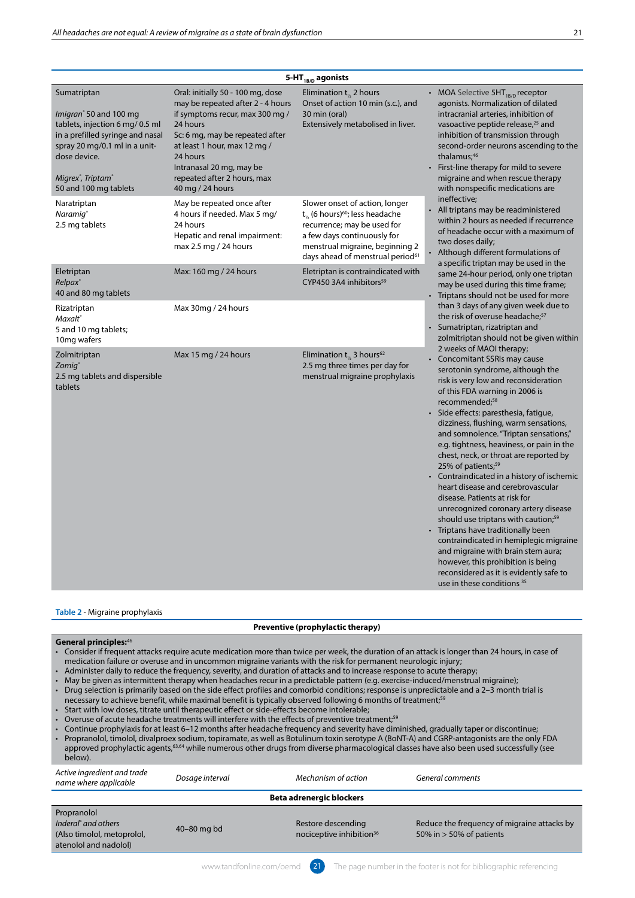| 5-$HT_{1B/D}$ agonists | | | |
|---|---|---|---|
| Sumatriptan<br><br>*Imigran*® 50 and 100 mg tablets, injection 6 mg/ 0.5 ml in a prefilled syringe and nasal spray 20 mg/0.1 ml in a unit-dose device.<br><br>*Migrex*®, *Triptam*® 50 and 100 mg tablets | Oral: initially 50 - 100 mg, dose may be repeated after 2 - 4 hours if symptoms recur, max 300 mg / 24 hours<br>Sc: 6 mg, may be repeated after at least 1 hour, max 12 mg / 24 hours<br>Intranasal 20 mg, may be repeated after 2 hours, max 40 mg / 24 hours | Elimination $t_{½}$ 2 hours<br>Onset of action 10 min (s.c.), and 30 min (oral)<br>Extensively metabolised in liver. | • MOA Selective 5$HT_{1B/D}$ receptor agonists. Normalization of dilated intracranial arteries, inhibition of vasoactive peptide release,[25] and inhibition of transmission through second-order neurons ascending to the thalamus;[46]<br>• First-line therapy for mild to severe migraine and when rescue therapy with nonspecific medications are ineffective;<br>• All triptans may be readministered within 2 hours as needed if recurrence of headache occur with a maximum of two doses daily;<br>• Although different formulations of a specific triptan may be used in the same 24-hour period, only one triptan may be used during this time frame;<br>• Triptans should not be used for more than 3 days of any given week due to the risk of overuse headache;[57]<br>• Sumatriptan, rizatriptan and zolmitriptan should not be given within 2 weeks of MAOI therapy;<br>• Concomitant SSRIs may cause serotonin syndrome, although the risk is very low and reconsideration of this FDA warning in 2006 is recommended;[58]<br>• Side effects: paresthesia, fatigue, dizziness, flushing, warm sensations, and somnolence. "Triptan sensations," e.g. tightness, heaviness, or pain in the chest, neck, or throat are reported by 25% of patients;[59]<br>• Contraindicated in a history of ischemic heart disease and cerebrovascular disease. Patients at risk for unrecognized coronary artery disease should use triptans with caution;[59]<br>• Triptans have traditionally been contraindicated in hemiplegic migraine and migraine with brain stem aura; however, this prohibition is being reconsidered as it is evidently safe to use in these conditions [35] |
| Naratriptan<br>*Naramig*®<br>2.5 mg tablets | May be repeated once after 4 hours if needed. Max 5 mg/ 24 hours<br>Hepatic and renal impairment: max 2.5 mg / 24 hours | Slower onset of action, longer $t_{½}$ (6 hours)[60]; less headache recurrence; may be used for a few days continuously for menstrual migraine, beginning 2 days ahead of menstrual period[61] | |
| Eletriptan<br>*Relpax*®<br>40 and 80 mg tablets | Max: 160 mg / 24 hours | Eletriptan is contraindicated with CYP450 3A4 inhibitors[59] | |
| Rizatriptan<br>*Maxalt*®<br>5 and 10 mg tablets;<br>10mg wafers | Max 30mg / 24 hours | | |
| Zolmitriptan<br>*Zomig*®<br>2.5 mg tablets and dispersible tablets | Max 15 mg / 24 hours | Elimination $t_{½}$ 3 hours[62]<br>2.5 mg three times per day for menstrual migraine prophylaxis | |

**Table 2** - Migraine prophylaxis

**Preventive (prophylactic therapy)**

**General principles:**[46]

- Consider if frequent attacks require acute medication more than twice per week, the duration of an attack is longer than 24 hours, in case of medication failure or overuse and in uncommon migraine variants with the risk for permanent neurologic injury;
- Administer daily to reduce the frequency, severity, and duration of attacks and to increase response to acute therapy;
- May be given as intermittent therapy when headaches recur in a predictable pattern (e.g. exercise-induced/menstrual migraine);
- Drug selection is primarily based on the side effect profiles and comorbid conditions; response is unpredictable and a 2–3 month trial is necessary to achieve benefit, while maximal benefit is typically observed following 6 months of treatment;[59]
- Start with low doses, titrate until therapeutic effect or side-effects become intolerable;
- Overuse of acute headache treatments will interfere with the effects of preventive treatment;[59]
- Continue prophylaxis for at least 6–12 months after headache frequency and severity have diminished, gradually taper or discontinue;
- Propranolol, timolol, divalproex sodium, topiramate, as well as Botulinum toxin serotype A (BoNT-A) and CGRP-antagonists are the only FDA approved prophylactic agents,[63,64] while numerous other drugs from diverse pharmacological classes have also been used successfully (see below).

| *Active ingredient and trade name where applicable* | *Dosage interval* | *Mechanism of action* | *General comments* |
|---|---|---|---|
| **Beta adrenergic blockers** | | | |
| Propranolol<br>*Inderal*® *and others*<br>(Also timolol, metoprolol, atenolol and nadolol) | 40–80 mg bd | Restore descending nociceptive inhibition[36] | Reduce the frequency of migraine attacks by 50% in > 50% of patients |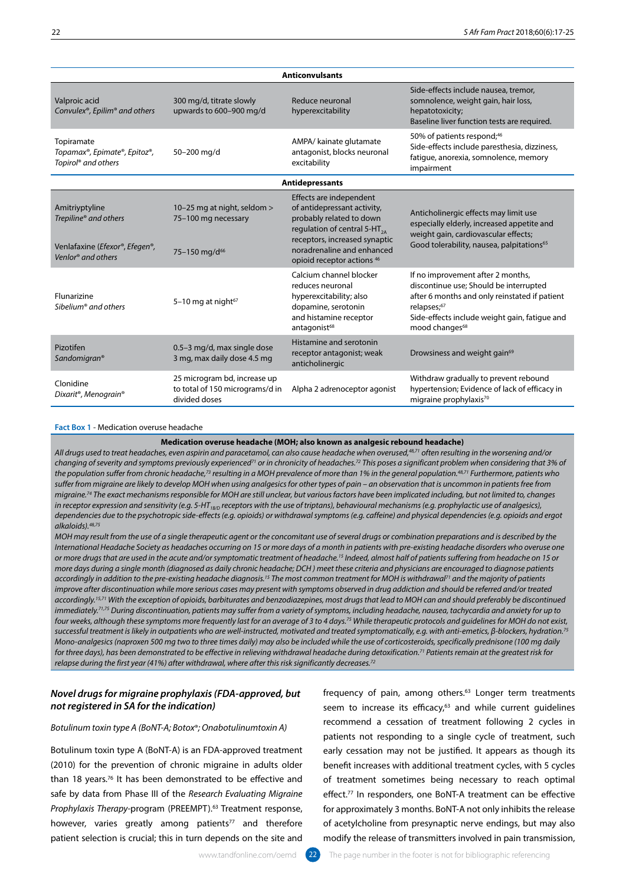| | | | |
|---|---|---|---|
| **Anticonvulsants** | | | |
| Valproic acid *Convulex®, Epilim® and others* | 300 mg/d, titrate slowly upwards to 600–900 mg/d | Reduce neuronal hyperexcitability | Side-effects include nausea, tremor, somnolence, weight gain, hair loss, hepatotoxicity; Baseline liver function tests are required. |
| Topiramate *Topamax®, Epimate®, Epitoz®, Topirol® and others* | 50–200 mg/d | AMPA/ kainate glutamate antagonist, blocks neuronal excitability | 50% of patients respond;[46] Side-effects include paresthesia, dizziness, fatigue, anorexia, somnolence, memory impairment |
| **Antidepressants** | | | |
| Amitriyptyline *Trepiline® and others* | 10–25 mg at night, seldom > 75–100 mg necessary | Effects are independent of antidepressant activity, probably related to down regulation of central 5-$HT_{2A}$ receptors, increased synaptic noradrenaline and enhanced opioid receptor actions [46] | Anticholinergic effects may limit use especially elderly, increased appetite and weight gain, cardiovascular effects; |
| Venlafaxine (*Efexor®, Efegen®, Venlor® and others* | 75–150 mg/d[66] | | Good tolerability, nausea, palpitations[65] |
| Flunarizine *Sibelium® and others* | 5–10 mg at night[67] | Calcium channel blocker reduces neuronal hyperexcitability; also dopamine, serotonin and histamine receptor antagonist[68] | If no improvement after 2 months, discontinue use; Should be interrupted after 6 months and only reinstated if patient relapses;[67] Side-effects include weight gain, fatigue and mood changes[68] |
| Pizotifen *Sandomigran®* | 0.5–3 mg/d, max single dose 3 mg, max daily dose 4.5 mg | Histamine and serotonin receptor antagonist; weak anticholinergic | Drowsiness and weight gain[69] |
| Clonidine *Dixarit®, Menograin®* | 25 microgram bd, increase up to total of 150 micrograms/d in divided doses | Alpha 2 adrenoceptor agonist | Withdraw gradually to prevent rebound hypertension; Evidence of lack of efficacy in migraine prophylaxis[70] |

**Fact Box 1** - Medication overuse headache

**Medication overuse headache (MOH; also known as analgesic rebound headache)**

*All drugs used to treat headaches, even aspirin and paracetamol, can also cause headache when overused,[48,71] often resulting in the worsening and/or changing of severity and symptoms previously experienced[71] or in chronicity of headaches.[72] This poses a significant problem when considering that 3% of the population suffer from chronic headache,[73] resulting in a MOH prevalence of more than 1% in the general population.[48,71] Furthermore, patients who suffer from migraine are likely to develop MOH when using analgesics for other types of pain – an observation that is uncommon in patients free from migraine.[74] The exact mechanisms responsible for MOH are still unclear, but various factors have been implicated including, but not limited to, changes in receptor expression and sensitivity (e.g. 5-$HT_{1B/D}$ receptors with the use of triptans), behavioural mechanisms (e.g. prophylactic use of analgesics), dependencies due to the psychotropic side-effects (e.g. opioids) or withdrawal symptoms (e.g. caffeine) and physical dependencies (e.g. opioids and ergot alkaloids).[48,75]*

*MOH may result from the use of a single therapeutic agent or the concomitant use of several drugs or combination preparations and is described by the International Headache Society as headaches occurring on 15 or more days of a month in patients with pre-existing headache disorders who overuse one or more drugs that are used in the acute and/or symptomatic treatment of headache.[15] Indeed, almost half of patients suffering from headache on 15 or more days during a single month (diagnosed as daily chronic headache; DCH ) meet these criteria and physicians are encouraged to diagnose patients accordingly in addition to the pre-existing headache diagnosis.[15] The most common treatment for MOH is withdrawal[71] and the majority of patients improve after discontinuation while more serious cases may present with symptoms observed in drug addiction and should be referred and/or treated accordingly.[15,71] With the exception of opioids, barbiturates and benzodiazepines, most drugs that lead to MOH can and should preferably be discontinued immediately.[71,75] During discontinuation, patients may suffer from a variety of symptoms, including headache, nausea, tachycardia and anxiety for up to four weeks, although these symptoms more frequently last for an average of 3 to 4 days.[75] While therapeutic protocols and guidelines for MOH do not exist, successful treatment is likely in outpatients who are well-instructed, motivated and treated symptomatically, e.g. with anti-emetics, β-blockers, hydration.[75] Mono-analgesics (naproxen 500 mg two to three times daily) may also be included while the use of corticosteroids, specifically prednisone (100 mg daily for three days), has been demonstrated to be effective in relieving withdrawal headache during detoxification.[71] Patients remain at the greatest risk for relapse during the first year (41%) after withdrawal, where after this risk significantly decreases.[72]*

### *Novel drugs for migraine prophylaxis (FDA-approved, but not registered in SA for the indication)*

*Botulinum toxin type A (BoNT-A; Botox®; Onabotulinumtoxin A)*

Botulinum toxin type A (BoNT-A) is an FDA-approved treatment (2010) for the prevention of chronic migraine in adults older than 18 years.[76] It has been demonstrated to be effective and safe by data from Phase III of the *Research Evaluating Migraine Prophylaxis Therapy*-program (PREEMPT).[63] Treatment response, however, varies greatly among patients[77] and therefore patient selection is crucial; this in turn depends on the site and frequency of pain, among others.[63] Longer term treatments seem to increase its efficacy,[63] and while current guidelines recommend a cessation of treatment following 2 cycles in patients not responding to a single cycle of treatment, such early cessation may not be justified. It appears as though its benefit increases with additional treatment cycles, with 5 cycles of treatment sometimes being necessary to reach optimal effect.[77] In responders, one BoNT-A treatment can be effective for approximately 3 months. BoNT-A not only inhibits the release of acetylcholine from presynaptic nerve endings, but may also modify the release of transmitters involved in pain transmission,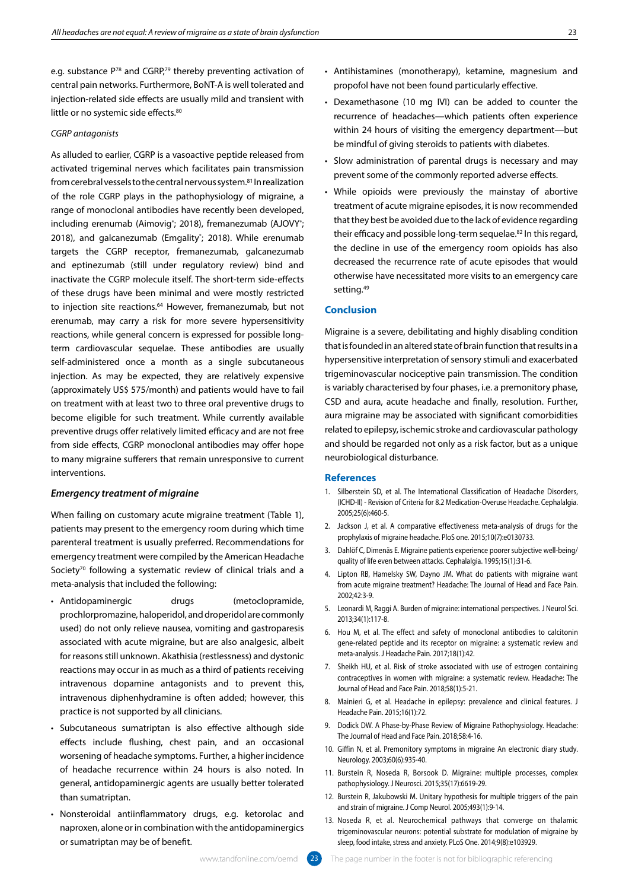e.g. substance P[78] and CGRP,[79] thereby preventing activation of central pain networks. Furthermore, BoNT-A is well tolerated and injection-related side effects are usually mild and transient with little or no systemic side effects.[80]

*CGRP antagonists*

As alluded to earlier, CGRP is a vasoactive peptide released from activated trigeminal nerves which facilitates pain transmission from cerebral vessels to the central nervous system.[81] In realization of the role CGRP plays in the pathophysiology of migraine, a range of monoclonal antibodies have recently been developed, including erenumab (Aimovig®; 2018), fremanezumab (AJOVY®; 2018), and galcanezumab (Emgality®; 2018). While erenumab targets the CGRP receptor, fremanezumab, galcanezumab and eptinezumab (still under regulatory review) bind and inactivate the CGRP molecule itself. The short-term side-effects of these drugs have been minimal and were mostly restricted to injection site reactions.[64] However, fremanezumab, but not erenumab, may carry a risk for more severe hypersensitivity reactions, while general concern is expressed for possible long-term cardiovascular sequelae. These antibodies are usually self-administered once a month as a single subcutaneous injection. As may be expected, they are relatively expensive (approximately US$ 575/month) and patients would have to fail on treatment with at least two to three oral preventive drugs to become eligible for such treatment. While currently available preventive drugs offer relatively limited efficacy and are not free from side effects, CGRP monoclonal antibodies may offer hope to many migraine sufferers that remain unresponsive to current interventions.

### *Emergency treatment of migraine*

When failing on customary acute migraine treatment (Table 1), patients may present to the emergency room during which time parenteral treatment is usually preferred. Recommendations for emergency treatment were compiled by the American Headache Society[70] following a systematic review of clinical trials and a meta-analysis that included the following:

- Antidopaminergic drugs (metoclopramide, prochlorpromazine, haloperidol, and droperidol are commonly used) do not only relieve nausea, vomiting and gastroparesis associated with acute migraine, but are also analgesic, albeit for reasons still unknown. Akathisia (restlessness) and dystonic reactions may occur in as much as a third of patients receiving intravenous dopamine antagonists and to prevent this, intravenous diphenhydramine is often added; however, this practice is not supported by all clinicians.
- Subcutaneous sumatriptan is also effective although side effects include flushing, chest pain, and an occasional worsening of headache symptoms. Further, a higher incidence of headache recurrence within 24 hours is also noted. In general, antidopaminergic agents are usually better tolerated than sumatriptan.
- Nonsteroidal antiinflammatory drugs, e.g. ketorolac and naproxen, alone or in combination with the antidopaminergics or sumatriptan may be of benefit.
- Antihistamines (monotherapy), ketamine, magnesium and propofol have not been found particularly effective.
- Dexamethasone (10 mg IVI) can be added to counter the recurrence of headaches—which patients often experience within 24 hours of visiting the emergency department—but be mindful of giving steroids to patients with diabetes.
- Slow administration of parental drugs is necessary and may prevent some of the commonly reported adverse effects.
- While opioids were previously the mainstay of abortive treatment of acute migraine episodes, it is now recommended that they best be avoided due to the lack of evidence regarding their efficacy and possible long-term sequelae.[82] In this regard, the decline in use of the emergency room opioids has also decreased the recurrence rate of acute episodes that would otherwise have necessitated more visits to an emergency care setting.[49]

## Conclusion

Migraine is a severe, debilitating and highly disabling condition that is founded in an altered state of brain function that results in a hypersensitive interpretation of sensory stimuli and exacerbated trigeminovascular nociceptive pain transmission. The condition is variably characterised by four phases, i.e. a premonitory phase, CSD and aura, acute headache and finally, resolution. Further, aura migraine may be associated with significant comorbidities related to epilepsy, ischemic stroke and cardiovascular pathology and should be regarded not only as a risk factor, but as a unique neurobiological disturbance.

## References

1. Silberstein SD, et al. The International Classification of Headache Disorders, (ICHD-II) - Revision of Criteria for 8.2 Medication-Overuse Headache. Cephalalgia. 2005;25(6):460-5.
2. Jackson J, et al. A comparative effectiveness meta-analysis of drugs for the prophylaxis of migraine headache. PloS one. 2015;10(7):e0130733.
3. Dahlöf C, Dimenäs E. Migraine patients experience poorer subjective well-being/quality of life even between attacks. Cephalalgia. 1995;15(1):31-6.
4. Lipton RB, Hamelsky SW, Dayno JM. What do patients with migraine want from acute migraine treatment? Headache: The Journal of Head and Face Pain. 2002;42:3-9.
5. Leonardi M, Raggi A. Burden of migraine: international perspectives. J Neurol Sci. 2013;34(1):117-8.
6. Hou M, et al. The effect and safety of monoclonal antibodies to calcitonin gene-related peptide and its receptor on migraine: a systematic review and meta-analysis. J Headache Pain. 2017;18(1):42.
7. Sheikh HU, et al. Risk of stroke associated with use of estrogen containing contraceptives in women with migraine: a systematic review. Headache: The Journal of Head and Face Pain. 2018;58(1):5-21.
8. Mainieri G, et al. Headache in epilepsy: prevalence and clinical features. J Headache Pain. 2015;16(1):72.
9. Dodick DW. A Phase-by-Phase Review of Migraine Pathophysiology. Headache: The Journal of Head and Face Pain. 2018;58:4-16.
10. Giffin N, et al. Premonitory symptoms in migraine An electronic diary study. Neurology. 2003;60(6):935-40.
11. Burstein R, Noseda R, Borsook D. Migraine: multiple processes, complex pathophysiology. J Neurosci. 2015;35(17):6619-29.
12. Burstein R, Jakubowski M. Unitary hypothesis for multiple triggers of the pain and strain of migraine. J Comp Neurol. 2005;493(1):9-14.
13. Noseda R, et al. Neurochemical pathways that converge on thalamic trigeminovascular neurons: potential substrate for modulation of migraine by sleep, food intake, stress and anxiety. PLoS One. 2014;9(8):e103929.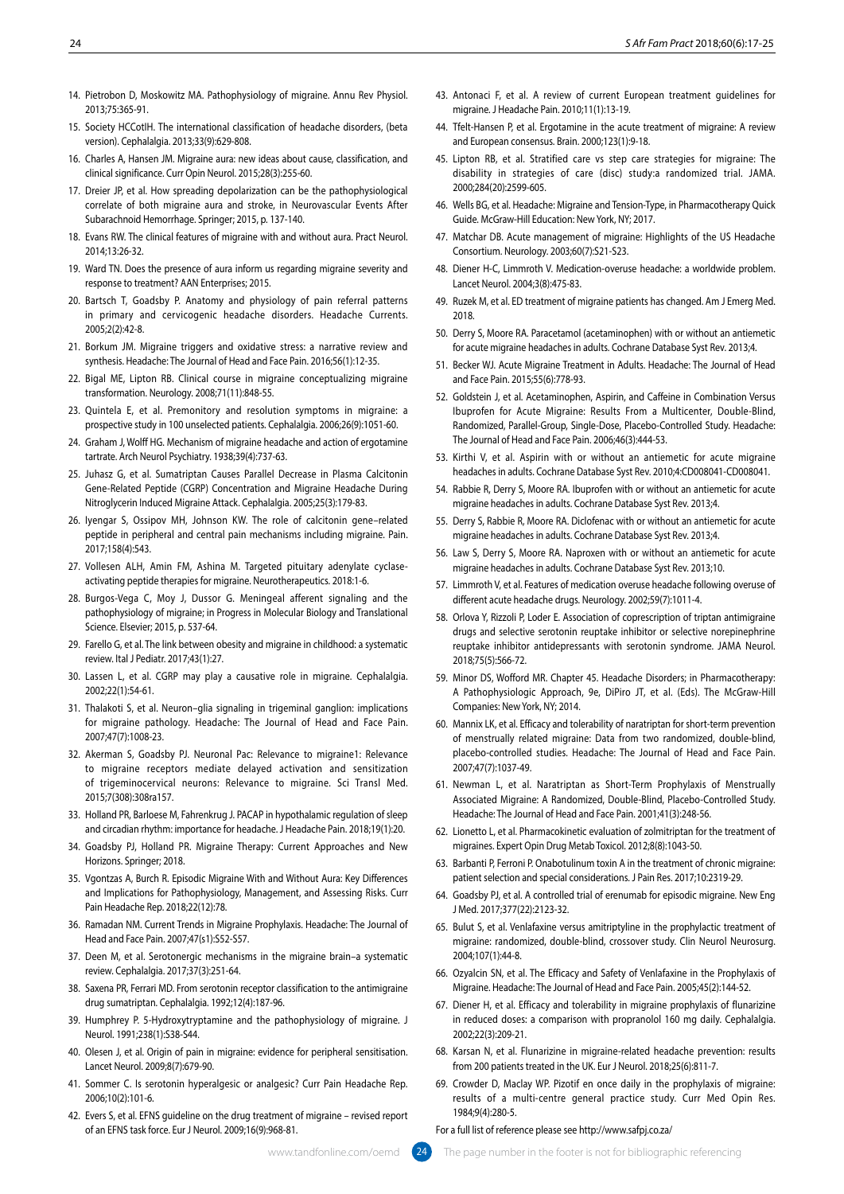14. Pietrobon D, Moskowitz MA. Pathophysiology of migraine. Annu Rev Physiol. 2013;75:365-91.
15. Society HCCotIH. The international classification of headache disorders, (beta version). Cephalalgia. 2013;33(9):629-808.
16. Charles A, Hansen JM. Migraine aura: new ideas about cause, classification, and clinical significance. Curr Opin Neurol. 2015;28(3):255-60.
17. Dreier JP, et al. How spreading depolarization can be the pathophysiological correlate of both migraine aura and stroke, in Neurovascular Events After Subarachnoid Hemorrhage. Springer; 2015, p. 137-140.
18. Evans RW. The clinical features of migraine with and without aura. Pract Neurol. 2014;13:26-32.
19. Ward TN. Does the presence of aura inform us regarding migraine severity and response to treatment? AAN Enterprises; 2015.
20. Bartsch T, Goadsby P. Anatomy and physiology of pain referral patterns in primary and cervicogenic headache disorders. Headache Currents. 2005;2(2):42-8.
21. Borkum JM. Migraine triggers and oxidative stress: a narrative review and synthesis. Headache: The Journal of Head and Face Pain. 2016;56(1):12-35.
22. Bigal ME, Lipton RB. Clinical course in migraine conceptualizing migraine transformation. Neurology. 2008;71(11):848-55.
23. Quintela E, et al. Premonitory and resolution symptoms in migraine: a prospective study in 100 unselected patients. Cephalalgia. 2006;26(9):1051-60.
24. Graham J, Wolff HG. Mechanism of migraine headache and action of ergotamine tartrate. Arch Neurol Psychiatry. 1938;39(4):737-63.
25. Juhasz G, et al. Sumatriptan Causes Parallel Decrease in Plasma Calcitonin Gene-Related Peptide (CGRP) Concentration and Migraine Headache During Nitroglycerin Induced Migraine Attack. Cephalalgia. 2005;25(3):179-83.
26. Iyengar S, Ossipov MH, Johnson KW. The role of calcitonin gene–related peptide in peripheral and central pain mechanisms including migraine. Pain. 2017;158(4):543.
27. Vollesen ALH, Amin FM, Ashina M. Targeted pituitary adenylate cyclase-activating peptide therapies for migraine. Neurotherapeutics. 2018:1-6.
28. Burgos-Vega C, Moy J, Dussor G. Meningeal afferent signaling and the pathophysiology of migraine; in Progress in Molecular Biology and Translational Science. Elsevier; 2015, p. 537-64.
29. Farello G, et al. The link between obesity and migraine in childhood: a systematic review. Ital J Pediatr. 2017;43(1):27.
30. Lassen L, et al. CGRP may play a causative role in migraine. Cephalalgia. 2002;22(1):54-61.
31. Thalakoti S, et al. Neuron–glia signaling in trigeminal ganglion: implications for migraine pathology. Headache: The Journal of Head and Face Pain. 2007;47(7):1008-23.
32. Akerman S, Goadsby PJ. Neuronal Pac: Relevance to migraine1: Relevance to migraine receptors mediate delayed activation and sensitization of trigeminocervical neurons: Relevance to migraine. Sci Transl Med. 2015;7(308):308ra157.
33. Holland PR, Barloese M, Fahrenkrug J. PACAP in hypothalamic regulation of sleep and circadian rhythm: importance for headache. J Headache Pain. 2018;19(1):20.
34. Goadsby PJ, Holland PR. Migraine Therapy: Current Approaches and New Horizons. Springer; 2018.
35. Vgontzas A, Burch R. Episodic Migraine With and Without Aura: Key Differences and Implications for Pathophysiology, Management, and Assessing Risks. Curr Pain Headache Rep. 2018;22(12):78.
36. Ramadan NM. Current Trends in Migraine Prophylaxis. Headache: The Journal of Head and Face Pain. 2007;47(s1):S52-S57.
37. Deen M, et al. Serotonergic mechanisms in the migraine brain–a systematic review. Cephalalgia. 2017;37(3):251-64.
38. Saxena PR, Ferrari MD. From serotonin receptor classification to the antimigraine drug sumatriptan. Cephalalgia. 1992;12(4):187-96.
39. Humphrey P. 5-Hydroxytryptamine and the pathophysiology of migraine. J Neurol. 1991;238(1):S38-S44.
40. Olesen J, et al. Origin of pain in migraine: evidence for peripheral sensitisation. Lancet Neurol. 2009;8(7):679-90.
41. Sommer C. Is serotonin hyperalgesic or analgesic? Curr Pain Headache Rep. 2006;10(2):101-6.
42. Evers S, et al. EFNS guideline on the drug treatment of migraine – revised report of an EFNS task force. Eur J Neurol. 2009;16(9):968-81.
43. Antonaci F, et al. A review of current European treatment guidelines for migraine. J Headache Pain. 2010;11(1):13-19.
44. Tfelt-Hansen P, et al. Ergotamine in the acute treatment of migraine: A review and European consensus. Brain. 2000;123(1):9-18.
45. Lipton RB, et al. Stratified care vs step care strategies for migraine: The disability in strategies of care (disc) study:a randomized trial. JAMA. 2000;284(20):2599-605.
46. Wells BG, et al. Headache: Migraine and Tension-Type, in Pharmacotherapy Quick Guide. McGraw-Hill Education: New York, NY; 2017.
47. Matchar DB. Acute management of migraine: Highlights of the US Headache Consortium. Neurology. 2003;60(7):S21-S23.
48. Diener H-C, Limmroth V. Medication-overuse headache: a worldwide problem. Lancet Neurol. 2004;3(8):475-83.
49. Ruzek M, et al. ED treatment of migraine patients has changed. Am J Emerg Med. 2018.
50. Derry S, Moore RA. Paracetamol (acetaminophen) with or without an antiemetic for acute migraine headaches in adults. Cochrane Database Syst Rev. 2013;4.
51. Becker WJ. Acute Migraine Treatment in Adults. Headache: The Journal of Head and Face Pain. 2015;55(6):778-93.
52. Goldstein J, et al. Acetaminophen, Aspirin, and Caffeine in Combination Versus Ibuprofen for Acute Migraine: Results From a Multicenter, Double-Blind, Randomized, Parallel-Group, Single-Dose, Placebo-Controlled Study. Headache: The Journal of Head and Face Pain. 2006;46(3):444-53.
53. Kirthi V, et al. Aspirin with or without an antiemetic for acute migraine headaches in adults. Cochrane Database Syst Rev. 2010;4:CD008041-CD008041.
54. Rabbie R, Derry S, Moore RA. Ibuprofen with or without an antiemetic for acute migraine headaches in adults. Cochrane Database Syst Rev. 2013;4.
55. Derry S, Rabbie R, Moore RA. Diclofenac with or without an antiemetic for acute migraine headaches in adults. Cochrane Database Syst Rev. 2013;4.
56. Law S, Derry S, Moore RA. Naproxen with or without an antiemetic for acute migraine headaches in adults. Cochrane Database Syst Rev. 2013;10.
57. Limmroth V, et al. Features of medication overuse headache following overuse of different acute headache drugs. Neurology. 2002;59(7):1011-4.
58. Orlova Y, Rizzoli P, Loder E. Association of coprescription of triptan antimigraine drugs and selective serotonin reuptake inhibitor or selective norepinephrine reuptake inhibitor antidepressants with serotonin syndrome. JAMA Neurol. 2018;75(5):566-72.
59. Minor DS, Wofford MR. Chapter 45. Headache Disorders; in Pharmacotherapy: A Pathophysiologic Approach, 9e, DiPiro JT, et al. (Eds). The McGraw-Hill Companies: New York, NY; 2014.
60. Mannix LK, et al. Efficacy and tolerability of naratriptan for short-term prevention of menstrually related migraine: Data from two randomized, double-blind, placebo-controlled studies. Headache: The Journal of Head and Face Pain. 2007;47(7):1037-49.
61. Newman L, et al. Naratriptan as Short-Term Prophylaxis of Menstrually Associated Migraine: A Randomized, Double-Blind, Placebo-Controlled Study. Headache: The Journal of Head and Face Pain. 2001;41(3):248-56.
62. Lionetto L, et al. Pharmacokinetic evaluation of zolmitriptan for the treatment of migraines. Expert Opin Drug Metab Toxicol. 2012;8(8):1043-50.
63. Barbanti P, Ferroni P. Onabotulinum toxin A in the treatment of chronic migraine: patient selection and special considerations. J Pain Res. 2017;10:2319-29.
64. Goadsby PJ, et al. A controlled trial of erenumab for episodic migraine. New Eng J Med. 2017;377(22):2123-32.
65. Bulut S, et al. Venlafaxine versus amitriptyline in the prophylactic treatment of migraine: randomized, double-blind, crossover study. Clin Neurol Neurosurg. 2004;107(1):44-8.
66. Ozyalcin SN, et al. The Efficacy and Safety of Venlafaxine in the Prophylaxis of Migraine. Headache: The Journal of Head and Face Pain. 2005;45(2):144-52.
67. Diener H, et al. Efficacy and tolerability in migraine prophylaxis of flunarizine in reduced doses: a comparison with propranolol 160 mg daily. Cephalalgia. 2002;22(3):209-21.
68. Karsan N, et al. Flunarizine in migraine-related headache prevention: results from 200 patients treated in the UK. Eur J Neurol. 2018;25(6):811-7.
69. Crowder D, Maclay WP. Pizotif en once daily in the prophylaxis of migraine: results of a multi-centre general practice study. Curr Med Opin Res. 1984;9(4):280-5.

For a full list of reference please see http://www.safpj.co.za/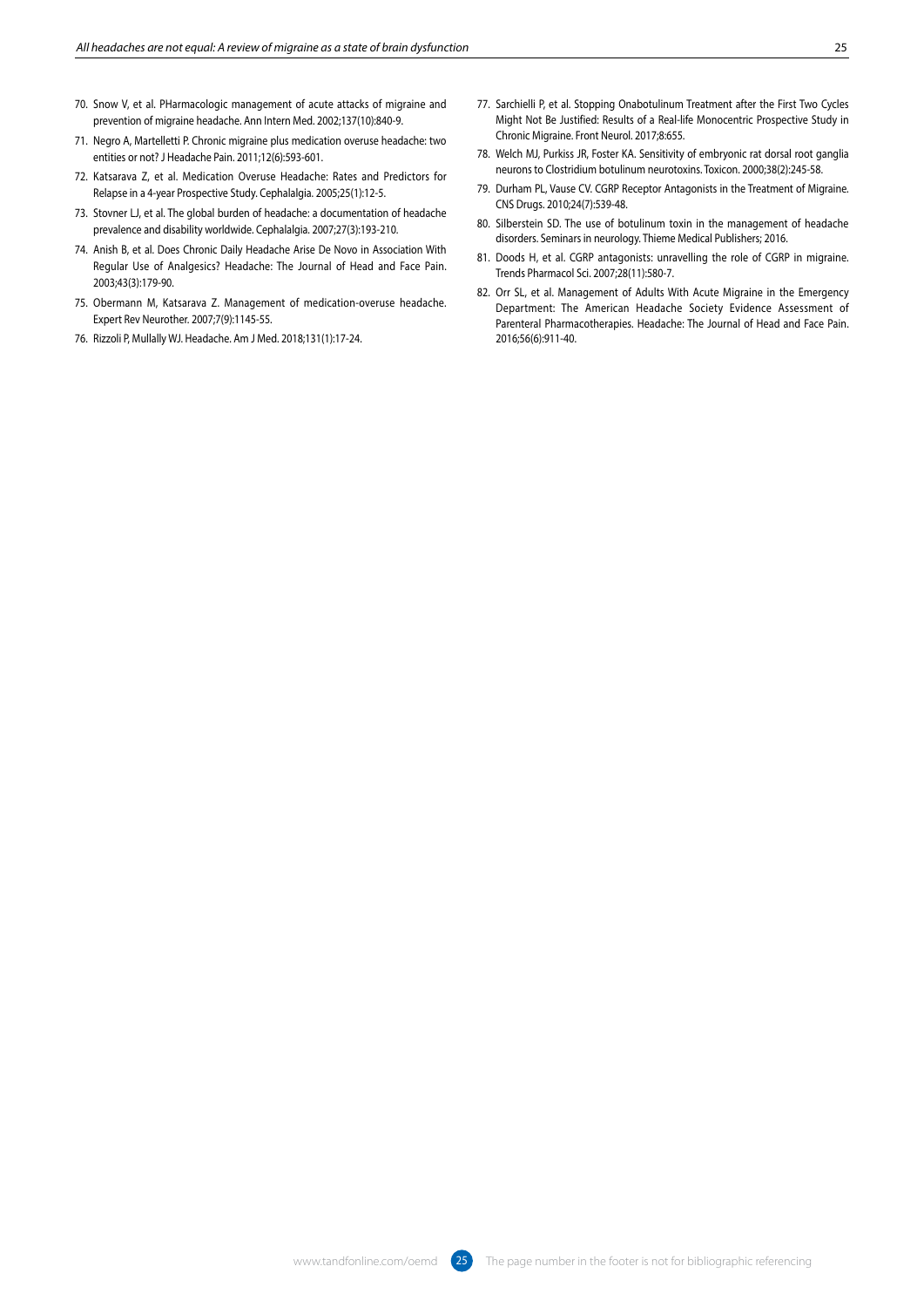70. Snow V, et al. PHarmacologic management of acute attacks of migraine and prevention of migraine headache. Ann Intern Med. 2002;137(10):840-9.
71. Negro A, Martelletti P. Chronic migraine plus medication overuse headache: two entities or not? J Headache Pain. 2011;12(6):593-601.
72. Katsarava Z, et al. Medication Overuse Headache: Rates and Predictors for Relapse in a 4-year Prospective Study. Cephalalgia. 2005;25(1):12-5.
73. Stovner LJ, et al. The global burden of headache: a documentation of headache prevalence and disability worldwide. Cephalalgia. 2007;27(3):193-210.
74. Anish B, et al. Does Chronic Daily Headache Arise De Novo in Association With Regular Use of Analgesics? Headache: The Journal of Head and Face Pain. 2003;43(3):179-90.
75. Obermann M, Katsarava Z. Management of medication-overuse headache. Expert Rev Neurother. 2007;7(9):1145-55.
76. Rizzoli P, Mullally WJ. Headache. Am J Med. 2018;131(1):17-24.
77. Sarchielli P, et al. Stopping Onabotulinum Treatment after the First Two Cycles Might Not Be Justified: Results of a Real-life Monocentric Prospective Study in Chronic Migraine. Front Neurol. 2017;8:655.
78. Welch MJ, Purkiss JR, Foster KA. Sensitivity of embryonic rat dorsal root ganglia neurons to Clostridium botulinum neurotoxins. Toxicon. 2000;38(2):245-58.
79. Durham PL, Vause CV. CGRP Receptor Antagonists in the Treatment of Migraine. CNS Drugs. 2010;24(7):539-48.
80. Silberstein SD. The use of botulinum toxin in the management of headache disorders. Seminars in neurology. Thieme Medical Publishers; 2016.
81. Doods H, et al. CGRP antagonists: unravelling the role of CGRP in migraine. Trends Pharmacol Sci. 2007;28(11):580-7.
82. Orr SL, et al. Management of Adults With Acute Migraine in the Emergency Department: The American Headache Society Evidence Assessment of Parenteral Pharmacotherapies. Headache: The Journal of Head and Face Pain. 2016;56(6):911-40.